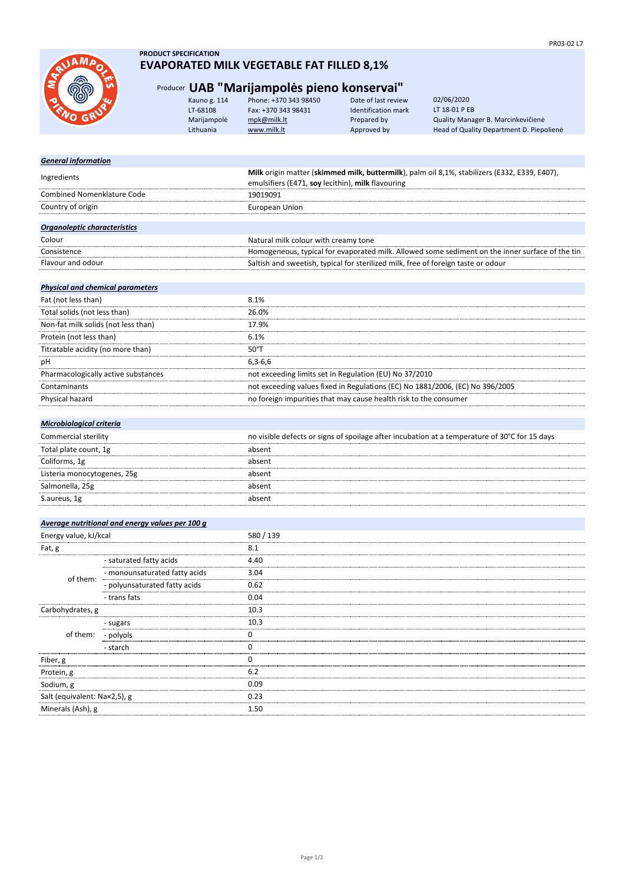PR03-02 L7

**PRODUCT SPECIFICATION**

# EVAPORATED MILK VEGETABLE FAT FILLED 8,1%

## Producer UAB "Marijampolės pieno konservai"

| | | | |
|---|---|---|---|
| Kauno g. 114 | Phone: +370 343 98450 | Date of last review | 02/06/2020 |
| LT-68108 | Fax: +370 343 98431 | Identification mark | LT 18-01 P EB |
| Marijampolė | mpk@milk.lt | Prepared by | Quality Manager B. Marcinkevičienė |
| Lithuania | www.milk.lt | Approved by | Head of Quality Department D. Piepolienė |

| ***General information*** | |
|---|---|
| Ingredients | **Milk** origin matter (**skimmed milk, buttermilk**), palm oil 8,1%, stabilizers (E332, E339, E407), emulsifiers (E471, **soy** lecithin), **milk** flavouring |
| Combined Nomenklature Code | 19019091 |
| Country of origin | European Union |

| ***Organoleptic characteristics*** | |
|---|---|
| Colour | Natural milk colour with creamy tone |
| Consistence | Homogeneous, typical for evaporated milk. Allowed some sediment on the inner surface of the tin |
| Flavour and odour | Saltish and sweetish, typical for sterilized milk, free of foreign taste or odour |

| ***Physical and chemical parameters*** | |
|---|---|
| Fat (not less than) | 8.1% |
| Total solids (not less than) | 26.0% |
| Non-fat milk solids (not less than) | 17.9% |
| Protein (not less than) | 6.1% |
| Titratable acidity (no more than) | 50°T |
| pH | 6,3-6,6 |
| Pharmacologically active substances | not exceeding limits set in Regulation (EU) No 37/2010 |
| Contaminants | not exceeding values fixed in Regulations (EC) No 1881/2006, (EC) No 396/2005 |
| Physical hazard | no foreign impurities that may cause health risk to the consumer |

| ***Microbiological criteria*** | |
|---|---|
| Commercial sterility | no visible defects or signs of spoilage after incubation at a temperature of 30°C for 15 days |
| Total plate count, 1g | absent |
| Coliforms, 1g | absent |
| Listeria monocytogenes, 25g | absent |
| Salmonella, 25g | absent |
| S.aureus, 1g | absent |

| ***Average nutritional and energy values per 100 g*** | | |
|---|---|---|
| Energy value, kJ/kcal | | 580 / 139 |
| Fat, g | | 8.1 |
| of them: | - saturated fatty acids | 4.40 |
| | - monounsaturated fatty acids | 3.04 |
| | - polyunsaturated fatty acids | 0.62 |
| | - trans fats | 0.04 |
| Carbohydrates, g | | 10.3 |
| of them: | - sugars | 10.3 |
| | - polyols | 0 |
| | - starch | 0 |
| Fiber, g | | 0 |
| Protein, g | | 6.2 |
| Sodium, g | | 0.09 |
| Salt (equivalent: Na×2,5), g | | 0.23 |
| Minerals (Ash), g | | 1.50 |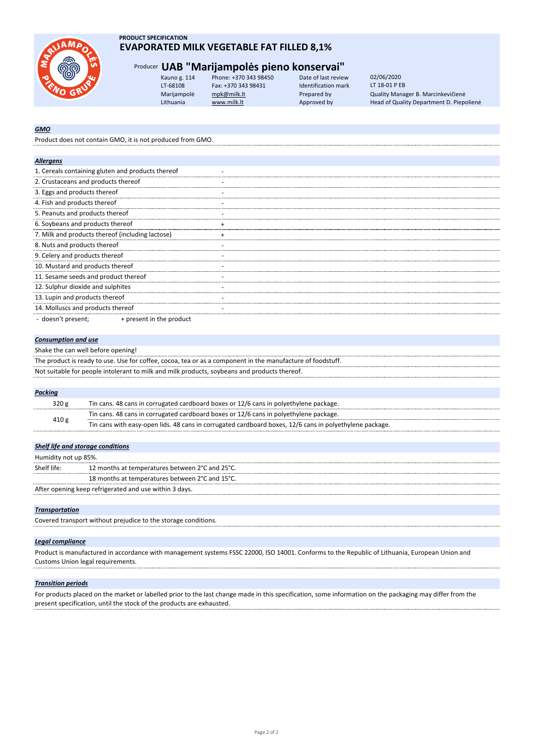**PRODUCT SPECIFICATION**

# EVAPORATED MILK VEGETABLE FAT FILLED 8,1%

Producer **UAB "Marijampolės pieno konservai"**

| | | | |
|---|---|---|---|
| Kauno g. 114 | Phone: +370 343 98450 | Date of last review | 02/06/2020 |
| LT-68108 | Fax: +370 343 98431 | Identification mark | LT 18-01 P EB |
| Marijampolė | mpk@milk.lt | Prepared by | Quality Manager B. Marcinkevičienė |
| Lithuania | www.milk.lt | Approved by | Head of Quality Department D. Piepolienė |

## *GMO*

Product does not contain GMO, it is not produced from GMO.

## *Allergens*

| | |
|---|---|
| 1. Cereals containing gluten and products thereof | - |
| 2. Crustaceans and products thereof | - |
| 3. Eggs and products thereof | - |
| 4. Fish and products thereof | - |
| 5. Peanuts and products thereof | - |
| 6. Soybeans and products thereof | + |
| 7. Milk and products thereof (including lactose) | + |
| 8. Nuts and products thereof | - |
| 9. Celery and products thereof | - |
| 10. Mustard and products thereof | - |
| 11. Sesame seeds and product thereof | - |
| 12. Sulphur dioxide and sulphites | - |
| 13. Lupin and products thereof | - |
| 14. Molluscs and products thereof | - |

- doesn't present; + present in the product

## *Consumption and use*

Shake the can well before opening!

The product is ready to use. Use for coffee, cocoa, tea or as a component in the manufacture of foodstuff.

Not suitable for people intolerant to milk and milk products, soybeans and products thereof.

## *Packing*

| | |
|---|---|
| 320 g | Tin cans. 48 cans in corrugated cardboard boxes or 12/6 cans in polyethylene package. |
| 410 g | Tin cans. 48 cans in corrugated cardboard boxes or 12/6 cans in polyethylene package. |
| | Tin cans with easy-open lids. 48 cans in corrugated cardboard boxes, 12/6 cans in polyethylene package. |

## *Shelf life and storage conditions*

Humidity not up 85%.

| | |
|---|---|
| Shelf life: | 12 months at temperatures between 2°C and 25°C. |
| | 18 months at temperatures between 2°C and 15°C. |

After opening keep refrigerated and use within 3 days.

## *Transportation*

Covered transport without prejudice to the storage conditions.

## *Legal compliance*

Product is manufactured in accordance with management systems FSSC 22000, ISO 14001. Conforms to the Republic of Lithuania, European Union and Customs Union legal requirements.

## *Transition periods*

For products placed on the market or labelled prior to the last change made in this specification, some information on the packaging may differ from the present specification, until the stock of the products are exhausted.